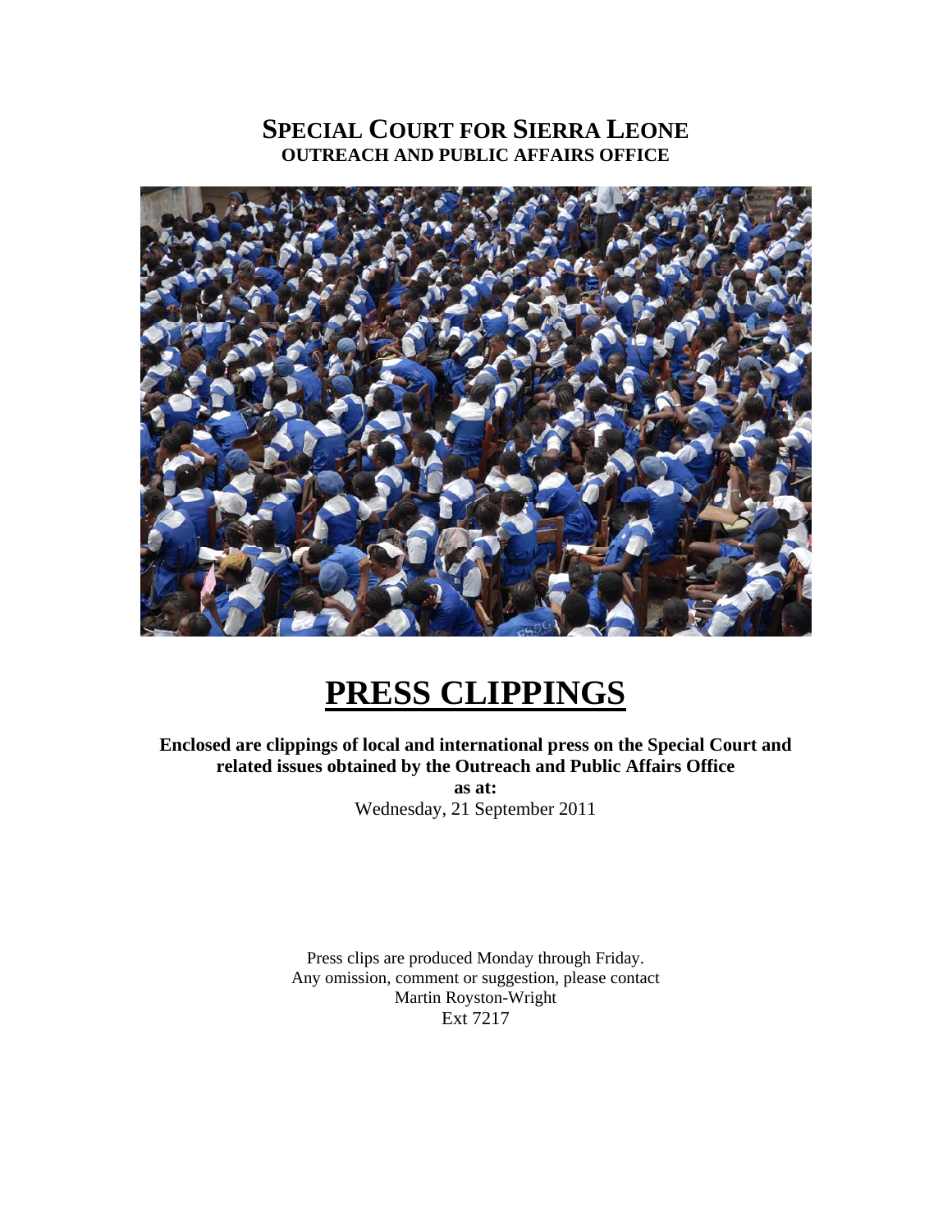# SPECIAL COURT FOR SIERRA LEONE
## OUTREACH AND PUBLIC AFFAIRS OFFICE

# PRESS CLIPPINGS

**Enclosed are clippings of local and international press on the Special Court and related issues obtained by the Outreach and Public Affairs Office**

**as at:**

Wednesday, 21 September 2011

Press clips are produced Monday through Friday.
Any omission, comment or suggestion, please contact
Martin Royston-Wright
Ext 7217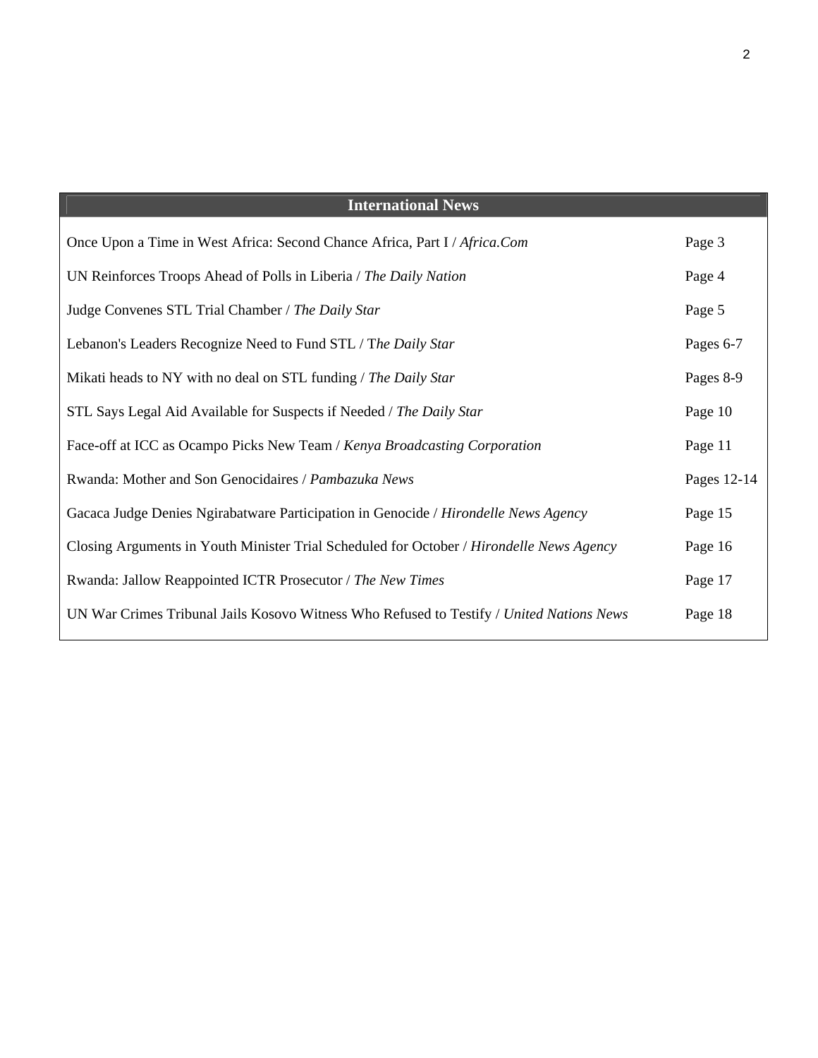| International News | |
|---|---|
| Once Upon a Time in West Africa: Second Chance Africa, Part I / *Africa.Com* | Page 3 |
| UN Reinforces Troops Ahead of Polls in Liberia / *The Daily Nation* | Page 4 |
| Judge Convenes STL Trial Chamber / *The Daily Star* | Page 5 |
| Lebanon's Leaders Recognize Need to Fund STL / T*he Daily Star* | Pages 6-7 |
| Mikati heads to NY with no deal on STL funding / *The Daily Star* | Pages 8-9 |
| STL Says Legal Aid Available for Suspects if Needed / *The Daily Star* | Page 10 |
| Face-off at ICC as Ocampo Picks New Team / *Kenya Broadcasting Corporation* | Page 11 |
| Rwanda: Mother and Son Genocidaires / *Pambazuka News* | Pages 12-14 |
| Gacaca Judge Denies Ngirabatware Participation in Genocide / *Hirondelle News Agency* | Page 15 |
| Closing Arguments in Youth Minister Trial Scheduled for October / *Hirondelle News Agency* | Page 16 |
| Rwanda: Jallow Reappointed ICTR Prosecutor / *The New Times* | Page 17 |
| UN War Crimes Tribunal Jails Kosovo Witness Who Refused to Testify / *United Nations News* | Page 18 |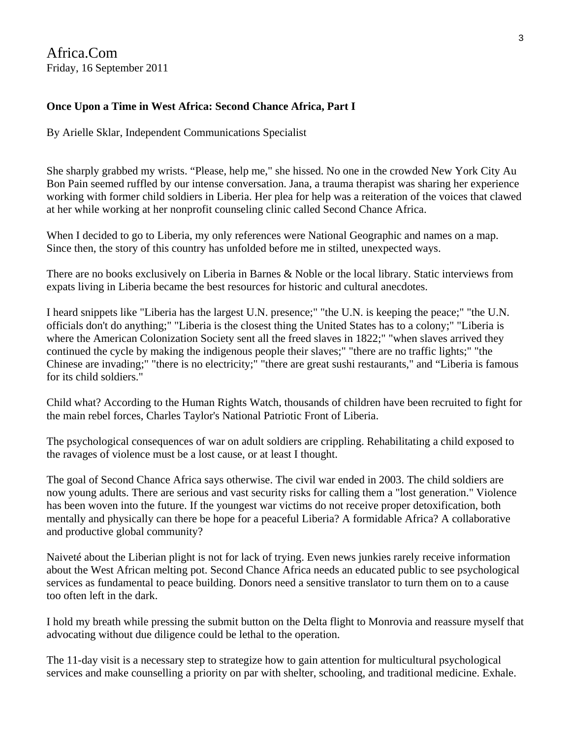Africa.Com
Friday, 16 September 2011

**Once Upon a Time in West Africa: Second Chance Africa, Part I**

By Arielle Sklar, Independent Communications Specialist

She sharply grabbed my wrists. “Please, help me," she hissed. No one in the crowded New York City Au Bon Pain seemed ruffled by our intense conversation. Jana, a trauma therapist was sharing her experience working with former child soldiers in Liberia. Her plea for help was a reiteration of the voices that clawed at her while working at her nonprofit counseling clinic called Second Chance Africa.

When I decided to go to Liberia, my only references were National Geographic and names on a map. Since then, the story of this country has unfolded before me in stilted, unexpected ways.

There are no books exclusively on Liberia in Barnes & Noble or the local library. Static interviews from expats living in Liberia became the best resources for historic and cultural anecdotes.

I heard snippets like "Liberia has the largest U.N. presence;" "the U.N. is keeping the peace;" "the U.N. officials don't do anything;" "Liberia is the closest thing the United States has to a colony;" "Liberia is where the American Colonization Society sent all the freed slaves in 1822;" "when slaves arrived they continued the cycle by making the indigenous people their slaves;" "there are no traffic lights;" "the Chinese are invading;" "there is no electricity;" "there are great sushi restaurants," and “Liberia is famous for its child soldiers."

Child what? According to the Human Rights Watch, thousands of children have been recruited to fight for the main rebel forces, Charles Taylor's National Patriotic Front of Liberia.

The psychological consequences of war on adult soldiers are crippling. Rehabilitating a child exposed to the ravages of violence must be a lost cause, or at least I thought.

The goal of Second Chance Africa says otherwise. The civil war ended in 2003. The child soldiers are now young adults. There are serious and vast security risks for calling them a "lost generation." Violence has been woven into the future. If the youngest war victims do not receive proper detoxification, both mentally and physically can there be hope for a peaceful Liberia? A formidable Africa? A collaborative and productive global community?

Naiveté about the Liberian plight is not for lack of trying. Even news junkies rarely receive information about the West African melting pot. Second Chance Africa needs an educated public to see psychological services as fundamental to peace building. Donors need a sensitive translator to turn them on to a cause too often left in the dark.

I hold my breath while pressing the submit button on the Delta flight to Monrovia and reassure myself that advocating without due diligence could be lethal to the operation.

The 11-day visit is a necessary step to strategize how to gain attention for multicultural psychological services and make counselling a priority on par with shelter, schooling, and traditional medicine. Exhale.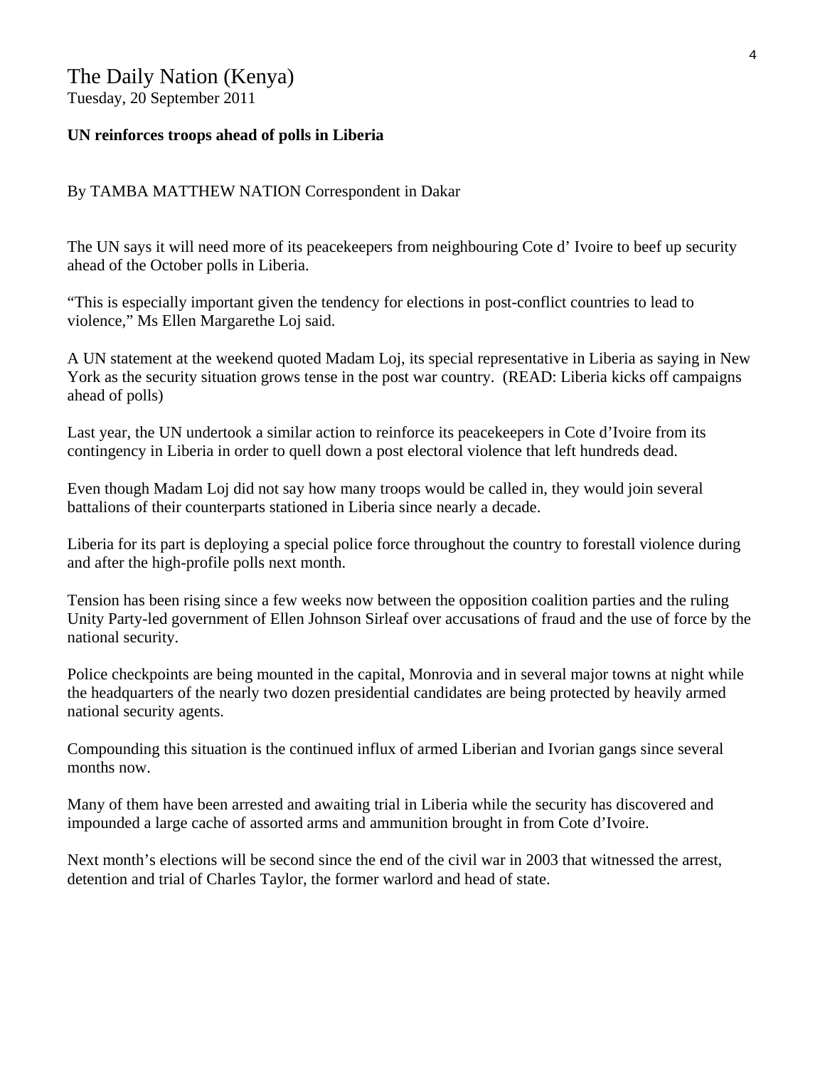# The Daily Nation (Kenya)

Tuesday, 20 September 2011

**UN reinforces troops ahead of polls in Liberia**

By TAMBA MATTHEW NATION Correspondent in Dakar

The UN says it will need more of its peacekeepers from neighbouring Cote d' Ivoire to beef up security ahead of the October polls in Liberia.

"This is especially important given the tendency for elections in post-conflict countries to lead to violence," Ms Ellen Margarethe Loj said.

A UN statement at the weekend quoted Madam Loj, its special representative in Liberia as saying in New York as the security situation grows tense in the post war country. (READ: Liberia kicks off campaigns ahead of polls)

Last year, the UN undertook a similar action to reinforce its peacekeepers in Cote d'Ivoire from its contingency in Liberia in order to quell down a post electoral violence that left hundreds dead.

Even though Madam Loj did not say how many troops would be called in, they would join several battalions of their counterparts stationed in Liberia since nearly a decade.

Liberia for its part is deploying a special police force throughout the country to forestall violence during and after the high-profile polls next month.

Tension has been rising since a few weeks now between the opposition coalition parties and the ruling Unity Party-led government of Ellen Johnson Sirleaf over accusations of fraud and the use of force by the national security.

Police checkpoints are being mounted in the capital, Monrovia and in several major towns at night while the headquarters of the nearly two dozen presidential candidates are being protected by heavily armed national security agents.

Compounding this situation is the continued influx of armed Liberian and Ivorian gangs since several months now.

Many of them have been arrested and awaiting trial in Liberia while the security has discovered and impounded a large cache of assorted arms and ammunition brought in from Cote d'Ivoire.

Next month's elections will be second since the end of the civil war in 2003 that witnessed the arrest, detention and trial of Charles Taylor, the former warlord and head of state.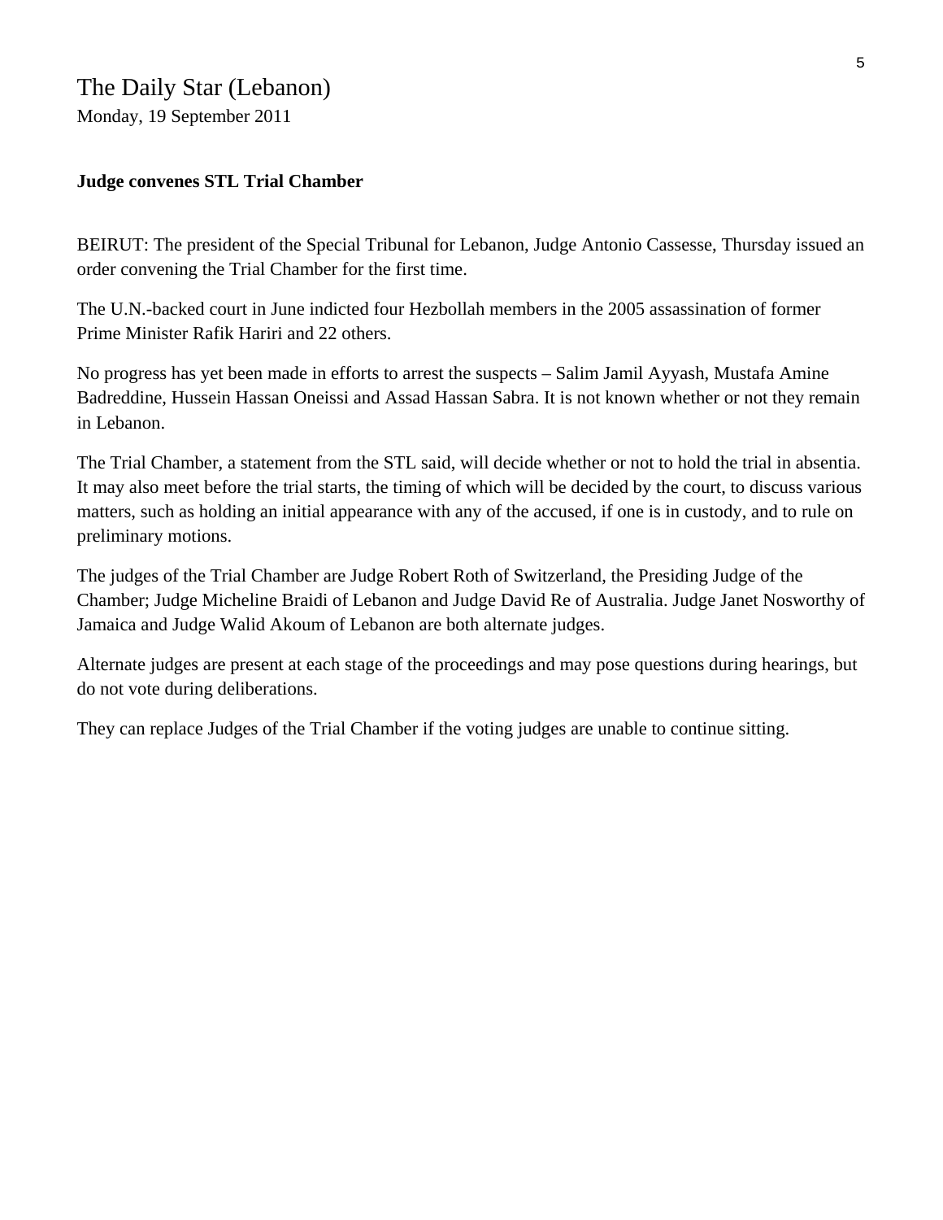The Daily Star (Lebanon)

Monday, 19 September 2011

**Judge convenes STL Trial Chamber**

BEIRUT: The president of the Special Tribunal for Lebanon, Judge Antonio Cassesse, Thursday issued an order convening the Trial Chamber for the first time.

The U.N.-backed court in June indicted four Hezbollah members in the 2005 assassination of former Prime Minister Rafik Hariri and 22 others.

No progress has yet been made in efforts to arrest the suspects – Salim Jamil Ayyash, Mustafa Amine Badreddine, Hussein Hassan Oneissi and Assad Hassan Sabra. It is not known whether or not they remain in Lebanon.

The Trial Chamber, a statement from the STL said, will decide whether or not to hold the trial in absentia. It may also meet before the trial starts, the timing of which will be decided by the court, to discuss various matters, such as holding an initial appearance with any of the accused, if one is in custody, and to rule on preliminary motions.

The judges of the Trial Chamber are Judge Robert Roth of Switzerland, the Presiding Judge of the Chamber; Judge Micheline Braidi of Lebanon and Judge David Re of Australia. Judge Janet Nosworthy of Jamaica and Judge Walid Akoum of Lebanon are both alternate judges.

Alternate judges are present at each stage of the proceedings and may pose questions during hearings, but do not vote during deliberations.

They can replace Judges of the Trial Chamber if the voting judges are unable to continue sitting.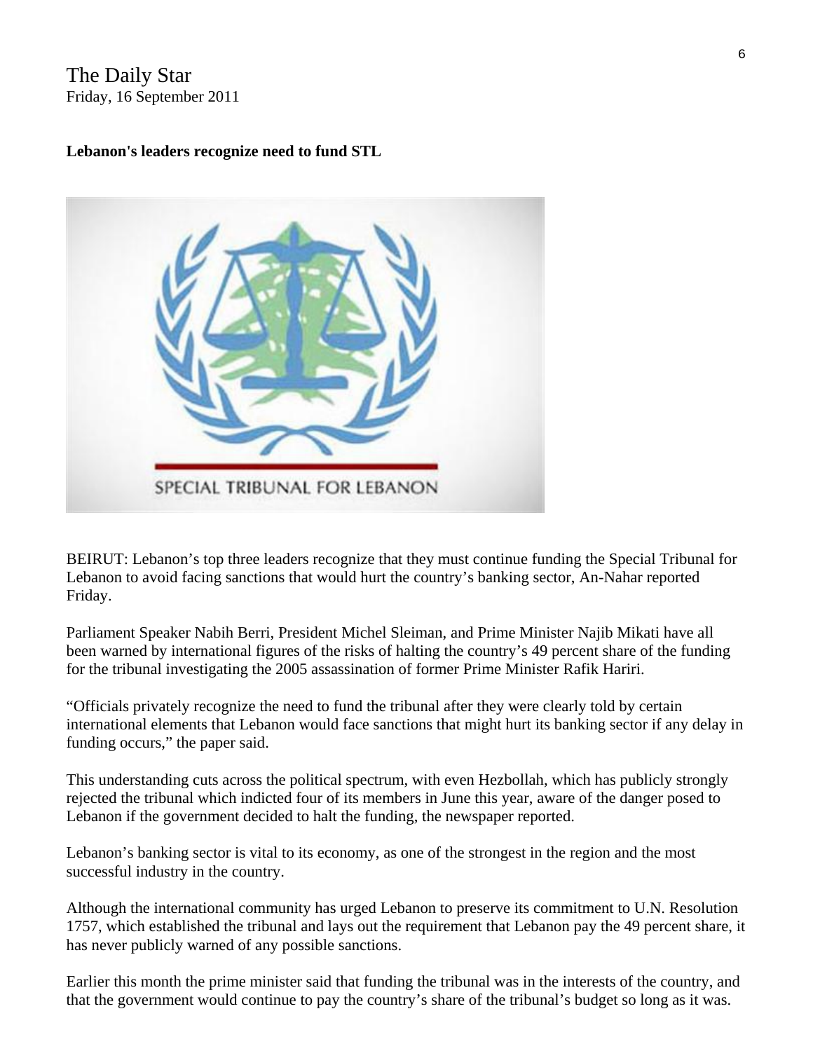The Daily Star
Friday, 16 September 2011

**Lebanon's leaders recognize need to fund STL**

BEIRUT: Lebanon's top three leaders recognize that they must continue funding the Special Tribunal for Lebanon to avoid facing sanctions that would hurt the country's banking sector, An-Nahar reported Friday.

Parliament Speaker Nabih Berri, President Michel Sleiman, and Prime Minister Najib Mikati have all been warned by international figures of the risks of halting the country's 49 percent share of the funding for the tribunal investigating the 2005 assassination of former Prime Minister Rafik Hariri.

"Officials privately recognize the need to fund the tribunal after they were clearly told by certain international elements that Lebanon would face sanctions that might hurt its banking sector if any delay in funding occurs," the paper said.

This understanding cuts across the political spectrum, with even Hezbollah, which has publicly strongly rejected the tribunal which indicted four of its members in June this year, aware of the danger posed to Lebanon if the government decided to halt the funding, the newspaper reported.

Lebanon's banking sector is vital to its economy, as one of the strongest in the region and the most successful industry in the country.

Although the international community has urged Lebanon to preserve its commitment to U.N. Resolution 1757, which established the tribunal and lays out the requirement that Lebanon pay the 49 percent share, it has never publicly warned of any possible sanctions.

Earlier this month the prime minister said that funding the tribunal was in the interests of the country, and that the government would continue to pay the country's share of the tribunal's budget so long as it was.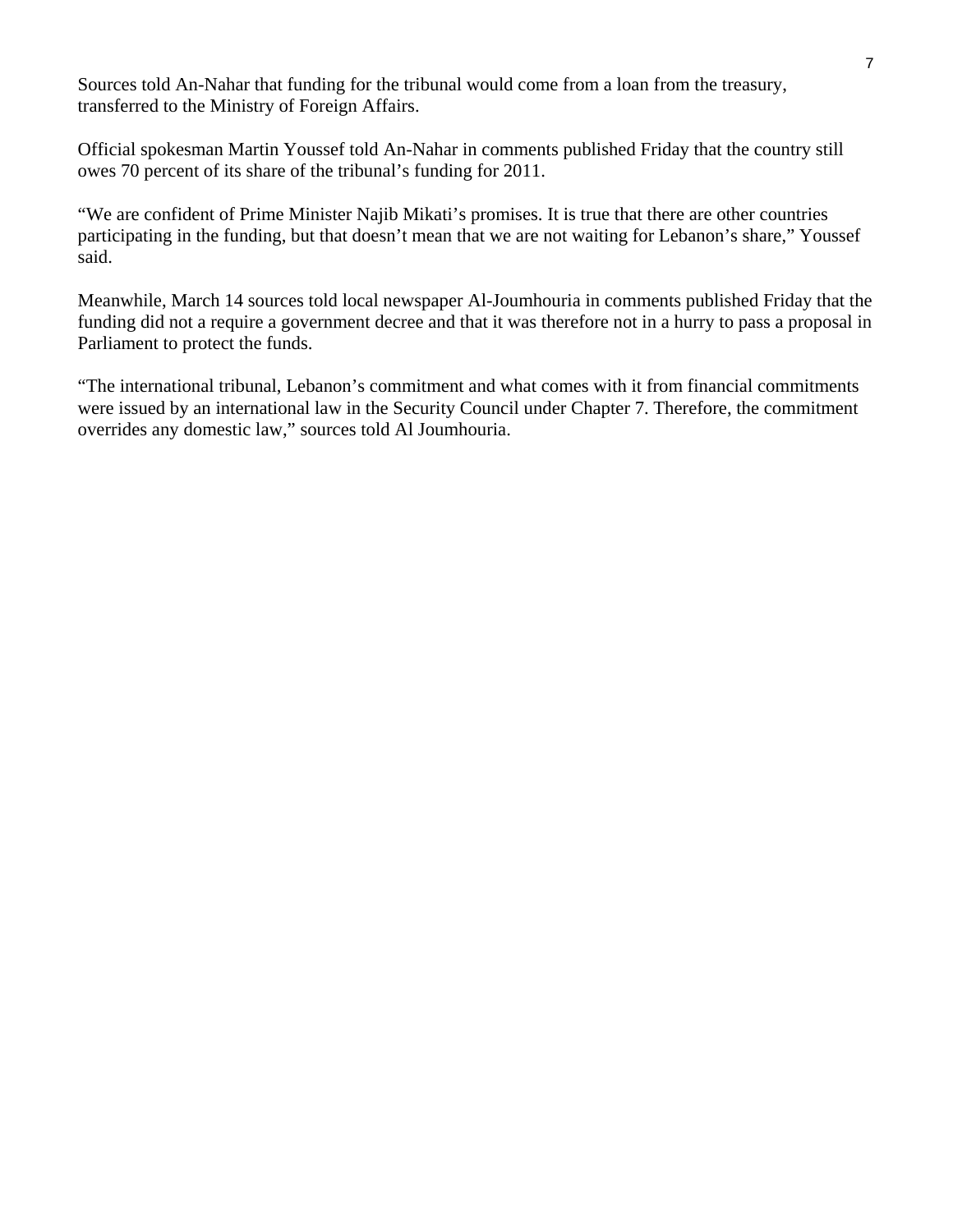Sources told An-Nahar that funding for the tribunal would come from a loan from the treasury, transferred to the Ministry of Foreign Affairs.

Official spokesman Martin Youssef told An-Nahar in comments published Friday that the country still owes 70 percent of its share of the tribunal's funding for 2011.

"We are confident of Prime Minister Najib Mikati's promises. It is true that there are other countries participating in the funding, but that doesn't mean that we are not waiting for Lebanon's share," Youssef said.

Meanwhile, March 14 sources told local newspaper Al-Joumhouria in comments published Friday that the funding did not a require a government decree and that it was therefore not in a hurry to pass a proposal in Parliament to protect the funds.

"The international tribunal, Lebanon's commitment and what comes with it from financial commitments were issued by an international law in the Security Council under Chapter 7. Therefore, the commitment overrides any domestic law," sources told Al Joumhouria.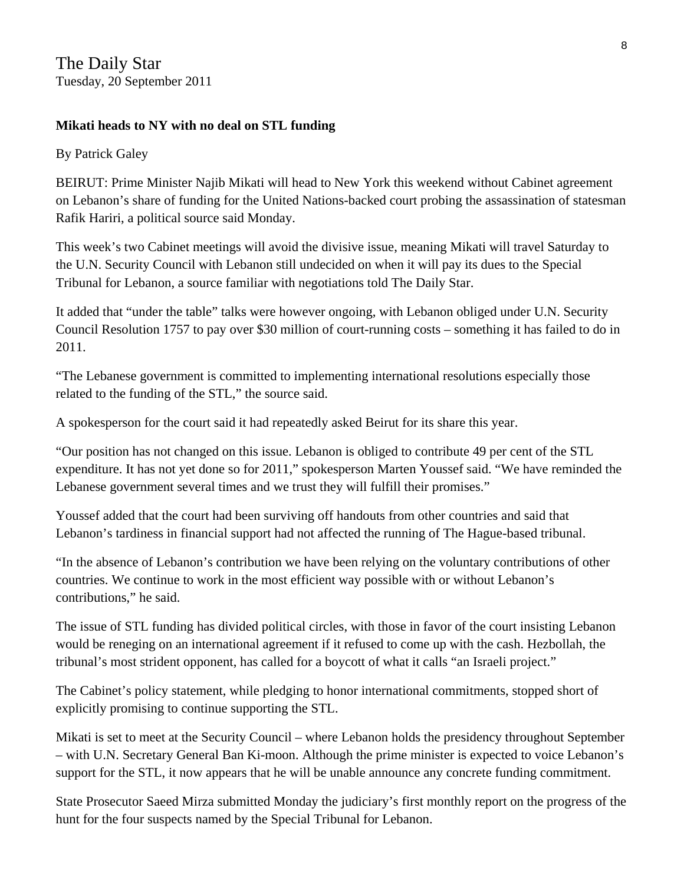The Daily Star
Tuesday, 20 September 2011

**Mikati heads to NY with no deal on STL funding**

By Patrick Galey

BEIRUT: Prime Minister Najib Mikati will head to New York this weekend without Cabinet agreement on Lebanon's share of funding for the United Nations-backed court probing the assassination of statesman Rafik Hariri, a political source said Monday.

This week's two Cabinet meetings will avoid the divisive issue, meaning Mikati will travel Saturday to the U.N. Security Council with Lebanon still undecided on when it will pay its dues to the Special Tribunal for Lebanon, a source familiar with negotiations told The Daily Star.

It added that "under the table" talks were however ongoing, with Lebanon obliged under U.N. Security Council Resolution 1757 to pay over $30 million of court-running costs – something it has failed to do in 2011.

"The Lebanese government is committed to implementing international resolutions especially those related to the funding of the STL," the source said.

A spokesperson for the court said it had repeatedly asked Beirut for its share this year.

"Our position has not changed on this issue. Lebanon is obliged to contribute 49 per cent of the STL expenditure. It has not yet done so for 2011," spokesperson Marten Youssef said. "We have reminded the Lebanese government several times and we trust they will fulfill their promises."

Youssef added that the court had been surviving off handouts from other countries and said that Lebanon's tardiness in financial support had not affected the running of The Hague-based tribunal.

"In the absence of Lebanon's contribution we have been relying on the voluntary contributions of other countries. We continue to work in the most efficient way possible with or without Lebanon's contributions," he said.

The issue of STL funding has divided political circles, with those in favor of the court insisting Lebanon would be reneging on an international agreement if it refused to come up with the cash. Hezbollah, the tribunal's most strident opponent, has called for a boycott of what it calls "an Israeli project."

The Cabinet's policy statement, while pledging to honor international commitments, stopped short of explicitly promising to continue supporting the STL.

Mikati is set to meet at the Security Council – where Lebanon holds the presidency throughout September – with U.N. Secretary General Ban Ki-moon. Although the prime minister is expected to voice Lebanon's support for the STL, it now appears that he will be unable announce any concrete funding commitment.

State Prosecutor Saeed Mirza submitted Monday the judiciary's first monthly report on the progress of the hunt for the four suspects named by the Special Tribunal for Lebanon.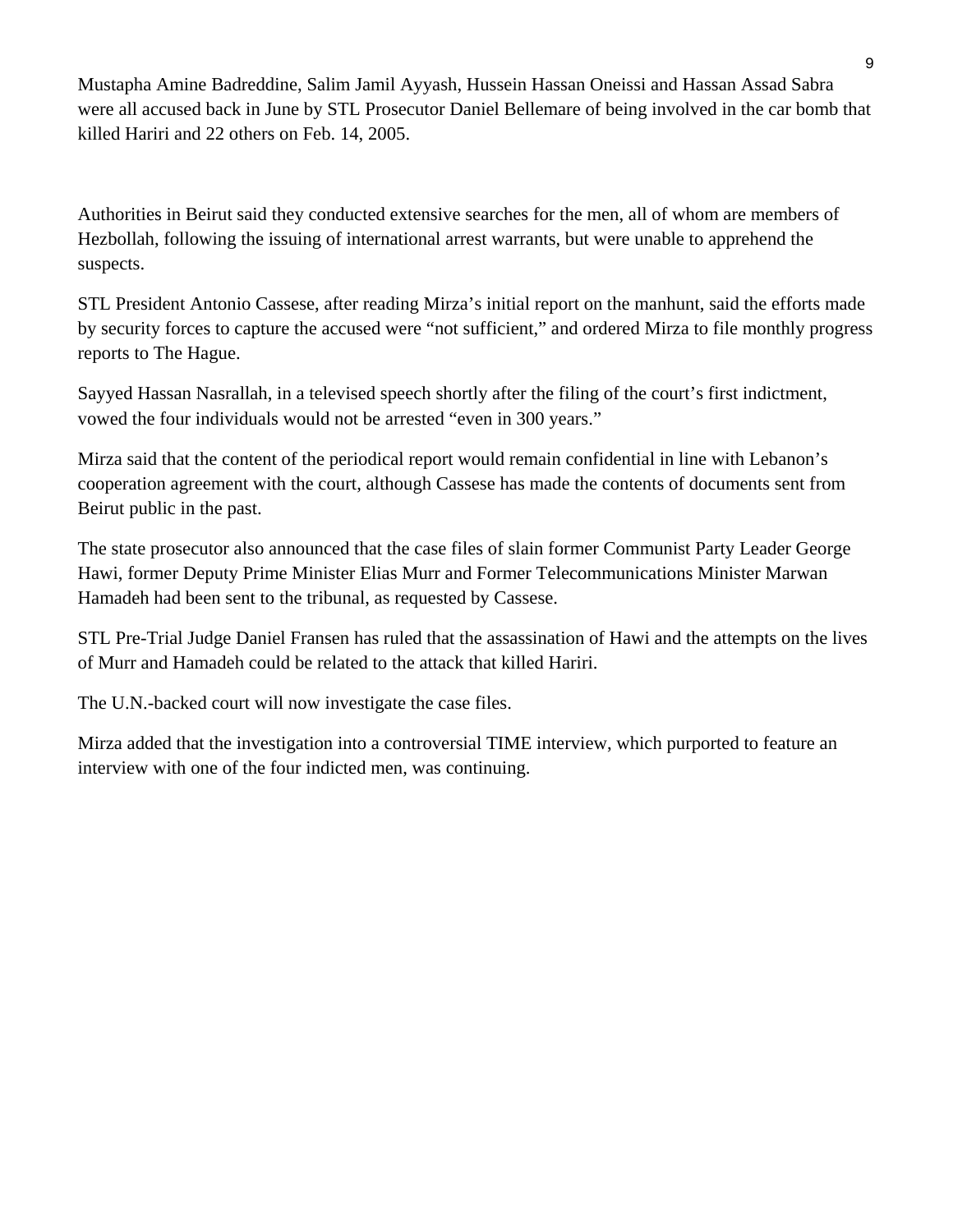Mustapha Amine Badreddine, Salim Jamil Ayyash, Hussein Hassan Oneissi and Hassan Assad Sabra were all accused back in June by STL Prosecutor Daniel Bellemare of being involved in the car bomb that killed Hariri and 22 others on Feb. 14, 2005.

Authorities in Beirut said they conducted extensive searches for the men, all of whom are members of Hezbollah, following the issuing of international arrest warrants, but were unable to apprehend the suspects.

STL President Antonio Cassese, after reading Mirza's initial report on the manhunt, said the efforts made by security forces to capture the accused were "not sufficient," and ordered Mirza to file monthly progress reports to The Hague.

Sayyed Hassan Nasrallah, in a televised speech shortly after the filing of the court's first indictment, vowed the four individuals would not be arrested "even in 300 years."

Mirza said that the content of the periodical report would remain confidential in line with Lebanon's cooperation agreement with the court, although Cassese has made the contents of documents sent from Beirut public in the past.

The state prosecutor also announced that the case files of slain former Communist Party Leader George Hawi, former Deputy Prime Minister Elias Murr and Former Telecommunications Minister Marwan Hamadeh had been sent to the tribunal, as requested by Cassese.

STL Pre-Trial Judge Daniel Fransen has ruled that the assassination of Hawi and the attempts on the lives of Murr and Hamadeh could be related to the attack that killed Hariri.

The U.N.-backed court will now investigate the case files.

Mirza added that the investigation into a controversial TIME interview, which purported to feature an interview with one of the four indicted men, was continuing.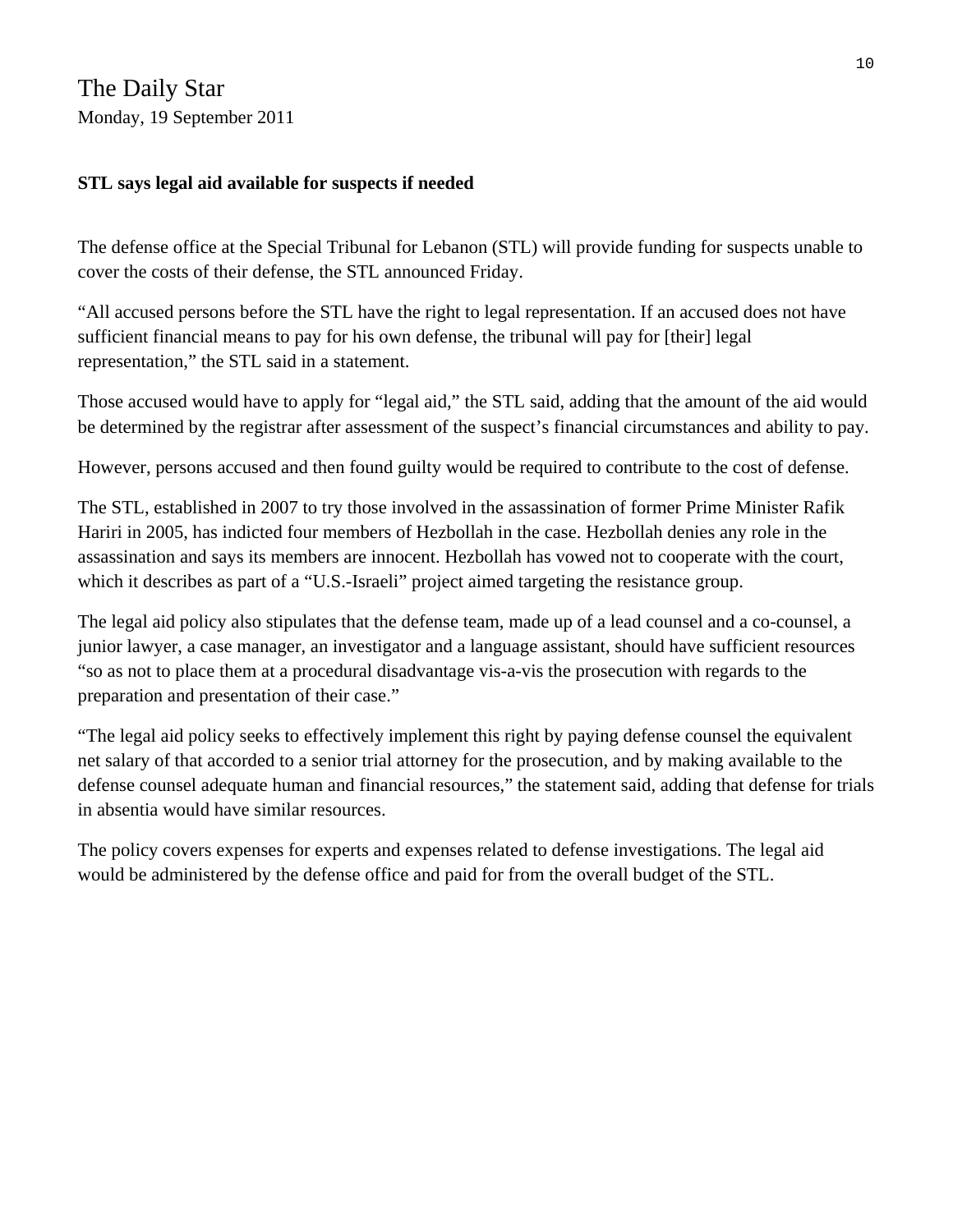The Daily Star
Monday, 19 September 2011

**STL says legal aid available for suspects if needed**

The defense office at the Special Tribunal for Lebanon (STL) will provide funding for suspects unable to cover the costs of their defense, the STL announced Friday.

“All accused persons before the STL have the right to legal representation. If an accused does not have sufficient financial means to pay for his own defense, the tribunal will pay for [their] legal representation,” the STL said in a statement.

Those accused would have to apply for “legal aid,” the STL said, adding that the amount of the aid would be determined by the registrar after assessment of the suspect’s financial circumstances and ability to pay.

However, persons accused and then found guilty would be required to contribute to the cost of defense.

The STL, established in 2007 to try those involved in the assassination of former Prime Minister Rafik Hariri in 2005, has indicted four members of Hezbollah in the case. Hezbollah denies any role in the assassination and says its members are innocent. Hezbollah has vowed not to cooperate with the court, which it describes as part of a “U.S.-Israeli” project aimed targeting the resistance group.

The legal aid policy also stipulates that the defense team, made up of a lead counsel and a co-counsel, a junior lawyer, a case manager, an investigator and a language assistant, should have sufficient resources “so as not to place them at a procedural disadvantage vis-a-vis the prosecution with regards to the preparation and presentation of their case.”

“The legal aid policy seeks to effectively implement this right by paying defense counsel the equivalent net salary of that accorded to a senior trial attorney for the prosecution, and by making available to the defense counsel adequate human and financial resources,” the statement said, adding that defense for trials in absentia would have similar resources.

The policy covers expenses for experts and expenses related to defense investigations. The legal aid would be administered by the defense office and paid for from the overall budget of the STL.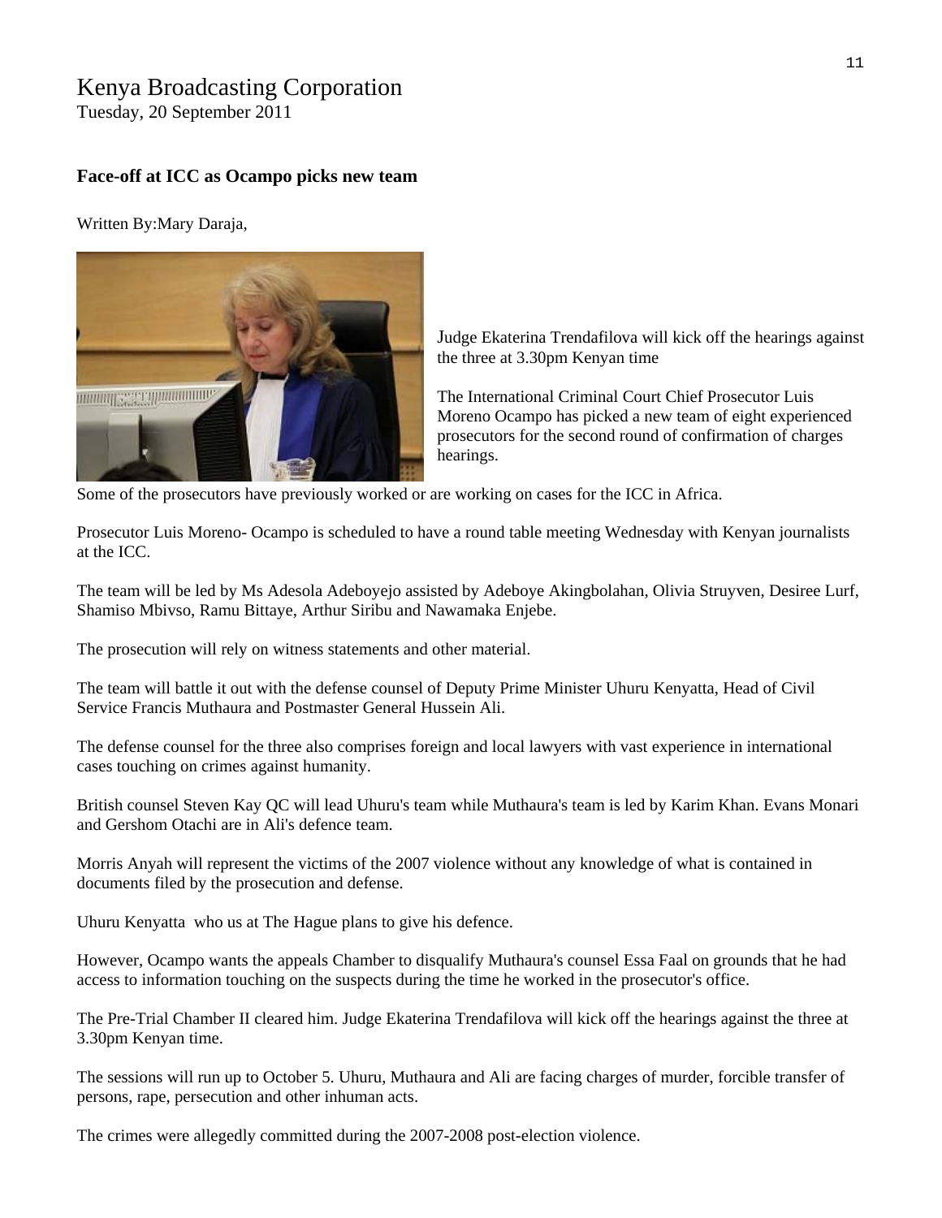# Kenya Broadcasting Corporation

Tuesday, 20 September 2011

### Face-off at ICC as Ocampo picks new team

Written By:Mary Daraja,

Judge Ekaterina Trendafilova will kick off the hearings against the three at 3.30pm Kenyan time

The International Criminal Court Chief Prosecutor Luis Moreno Ocampo has picked a new team of eight experienced prosecutors for the second round of confirmation of charges hearings.

Some of the prosecutors have previously worked or are working on cases for the ICC in Africa.

Prosecutor Luis Moreno- Ocampo is scheduled to have a round table meeting Wednesday with Kenyan journalists at the ICC.

The team will be led by Ms Adesola Adeboyejo assisted by Adeboye Akingbolahan, Olivia Struyven, Desiree Lurf, Shamiso Mbivso, Ramu Bittaye, Arthur Siribu and Nawamaka Enjebe.

The prosecution will rely on witness statements and other material.

The team will battle it out with the defense counsel of Deputy Prime Minister Uhuru Kenyatta, Head of Civil Service Francis Muthaura and Postmaster General Hussein Ali.

The defense counsel for the three also comprises foreign and local lawyers with vast experience in international cases touching on crimes against humanity.

British counsel Steven Kay QC will lead Uhuru's team while Muthaura's team is led by Karim Khan. Evans Monari and Gershom Otachi are in Ali's defence team.

Morris Anyah will represent the victims of the 2007 violence without any knowledge of what is contained in documents filed by the prosecution and defense.

Uhuru Kenyatta who us at The Hague plans to give his defence.

However, Ocampo wants the appeals Chamber to disqualify Muthaura's counsel Essa Faal on grounds that he had access to information touching on the suspects during the time he worked in the prosecutor's office.

The Pre-Trial Chamber II cleared him. Judge Ekaterina Trendafilova will kick off the hearings against the three at 3.30pm Kenyan time.

The sessions will run up to October 5. Uhuru, Muthaura and Ali are facing charges of murder, forcible transfer of persons, rape, persecution and other inhuman acts.

The crimes were allegedly committed during the 2007-2008 post-election violence.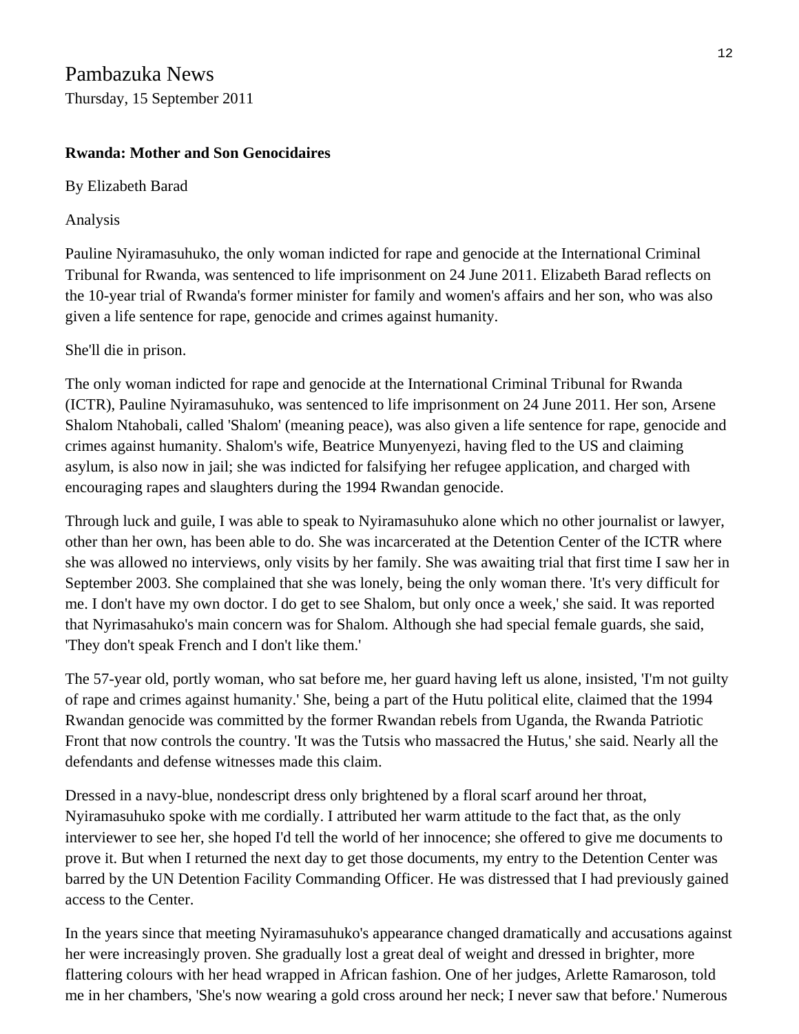Pambazuka News
Thursday, 15 September 2011

**Rwanda: Mother and Son Genocidaires**

By Elizabeth Barad

Analysis

Pauline Nyiramasuhuko, the only woman indicted for rape and genocide at the International Criminal Tribunal for Rwanda, was sentenced to life imprisonment on 24 June 2011. Elizabeth Barad reflects on the 10-year trial of Rwanda's former minister for family and women's affairs and her son, who was also given a life sentence for rape, genocide and crimes against humanity.

She'll die in prison.

The only woman indicted for rape and genocide at the International Criminal Tribunal for Rwanda (ICTR), Pauline Nyiramasuhuko, was sentenced to life imprisonment on 24 June 2011. Her son, Arsene Shalom Ntahobali, called 'Shalom' (meaning peace), was also given a life sentence for rape, genocide and crimes against humanity. Shalom's wife, Beatrice Munyenyezi, having fled to the US and claiming asylum, is also now in jail; she was indicted for falsifying her refugee application, and charged with encouraging rapes and slaughters during the 1994 Rwandan genocide.

Through luck and guile, I was able to speak to Nyiramasuhuko alone which no other journalist or lawyer, other than her own, has been able to do. She was incarcerated at the Detention Center of the ICTR where she was allowed no interviews, only visits by her family. She was awaiting trial that first time I saw her in September 2003. She complained that she was lonely, being the only woman there. 'It's very difficult for me. I don't have my own doctor. I do get to see Shalom, but only once a week,' she said. It was reported that Nyrimasahuko's main concern was for Shalom. Although she had special female guards, she said, 'They don't speak French and I don't like them.'

The 57-year old, portly woman, who sat before me, her guard having left us alone, insisted, 'I'm not guilty of rape and crimes against humanity.' She, being a part of the Hutu political elite, claimed that the 1994 Rwandan genocide was committed by the former Rwandan rebels from Uganda, the Rwanda Patriotic Front that now controls the country. 'It was the Tutsis who massacred the Hutus,' she said. Nearly all the defendants and defense witnesses made this claim.

Dressed in a navy-blue, nondescript dress only brightened by a floral scarf around her throat, Nyiramasuhuko spoke with me cordially. I attributed her warm attitude to the fact that, as the only interviewer to see her, she hoped I'd tell the world of her innocence; she offered to give me documents to prove it. But when I returned the next day to get those documents, my entry to the Detention Center was barred by the UN Detention Facility Commanding Officer. He was distressed that I had previously gained access to the Center.

In the years since that meeting Nyiramasuhuko's appearance changed dramatically and accusations against her were increasingly proven. She gradually lost a great deal of weight and dressed in brighter, more flattering colours with her head wrapped in African fashion. One of her judges, Arlette Ramaroson, told me in her chambers, 'She's now wearing a gold cross around her neck; I never saw that before.' Numerous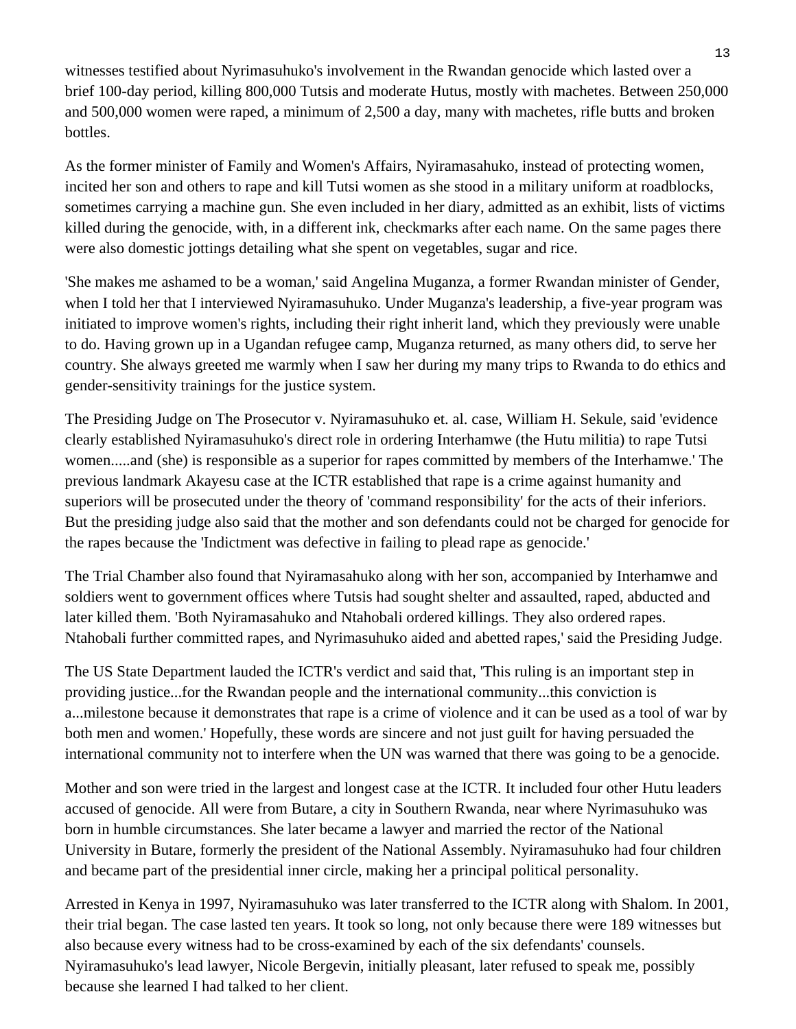witnesses testified about Nyrimasuhuko's involvement in the Rwandan genocide which lasted over a brief 100-day period, killing 800,000 Tutsis and moderate Hutus, mostly with machetes. Between 250,000 and 500,000 women were raped, a minimum of 2,500 a day, many with machetes, rifle butts and broken bottles.

As the former minister of Family and Women's Affairs, Nyiramasahuko, instead of protecting women, incited her son and others to rape and kill Tutsi women as she stood in a military uniform at roadblocks, sometimes carrying a machine gun. She even included in her diary, admitted as an exhibit, lists of victims killed during the genocide, with, in a different ink, checkmarks after each name. On the same pages there were also domestic jottings detailing what she spent on vegetables, sugar and rice.

'She makes me ashamed to be a woman,' said Angelina Muganza, a former Rwandan minister of Gender, when I told her that I interviewed Nyiramasuhuko. Under Muganza's leadership, a five-year program was initiated to improve women's rights, including their right inherit land, which they previously were unable to do. Having grown up in a Ugandan refugee camp, Muganza returned, as many others did, to serve her country. She always greeted me warmly when I saw her during my many trips to Rwanda to do ethics and gender-sensitivity trainings for the justice system.

The Presiding Judge on The Prosecutor v. Nyiramasuhuko et. al. case, William H. Sekule, said 'evidence clearly established Nyiramasuhuko's direct role in ordering Interhamwe (the Hutu militia) to rape Tutsi women.....and (she) is responsible as a superior for rapes committed by members of the Interhamwe.' The previous landmark Akayesu case at the ICTR established that rape is a crime against humanity and superiors will be prosecuted under the theory of 'command responsibility' for the acts of their inferiors. But the presiding judge also said that the mother and son defendants could not be charged for genocide for the rapes because the 'Indictment was defective in failing to plead rape as genocide.'

The Trial Chamber also found that Nyiramasahuko along with her son, accompanied by Interhamwe and soldiers went to government offices where Tutsis had sought shelter and assaulted, raped, abducted and later killed them. 'Both Nyiramasahuko and Ntahobali ordered killings. They also ordered rapes. Ntahobali further committed rapes, and Nyrimasuhuko aided and abetted rapes,' said the Presiding Judge.

The US State Department lauded the ICTR's verdict and said that, 'This ruling is an important step in providing justice...for the Rwandan people and the international community...this conviction is a...milestone because it demonstrates that rape is a crime of violence and it can be used as a tool of war by both men and women.' Hopefully, these words are sincere and not just guilt for having persuaded the international community not to interfere when the UN was warned that there was going to be a genocide.

Mother and son were tried in the largest and longest case at the ICTR. It included four other Hutu leaders accused of genocide. All were from Butare, a city in Southern Rwanda, near where Nyrimasuhuko was born in humble circumstances. She later became a lawyer and married the rector of the National University in Butare, formerly the president of the National Assembly. Nyiramasuhuko had four children and became part of the presidential inner circle, making her a principal political personality.

Arrested in Kenya in 1997, Nyiramasuhuko was later transferred to the ICTR along with Shalom. In 2001, their trial began. The case lasted ten years. It took so long, not only because there were 189 witnesses but also because every witness had to be cross-examined by each of the six defendants' counsels. Nyiramasuhuko's lead lawyer, Nicole Bergevin, initially pleasant, later refused to speak me, possibly because she learned I had talked to her client.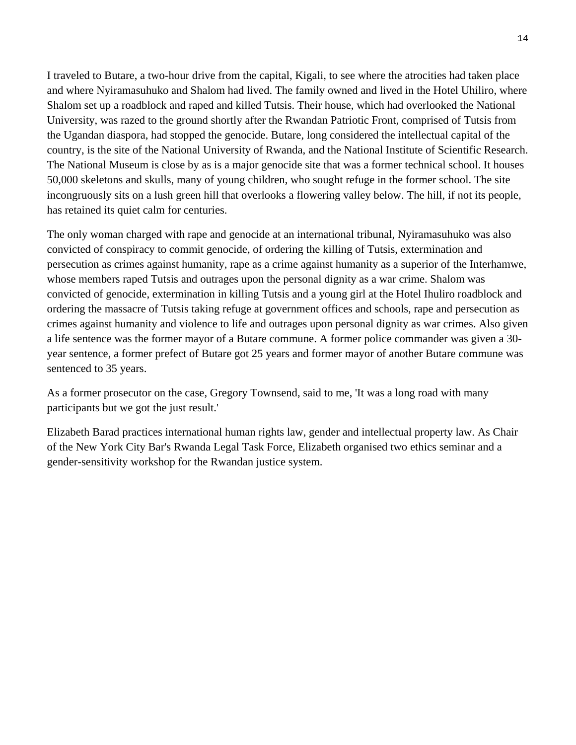I traveled to Butare, a two-hour drive from the capital, Kigali, to see where the atrocities had taken place and where Nyiramasuhuko and Shalom had lived. The family owned and lived in the Hotel Uhiliro, where Shalom set up a roadblock and raped and killed Tutsis. Their house, which had overlooked the National University, was razed to the ground shortly after the Rwandan Patriotic Front, comprised of Tutsis from the Ugandan diaspora, had stopped the genocide. Butare, long considered the intellectual capital of the country, is the site of the National University of Rwanda, and the National Institute of Scientific Research. The National Museum is close by as is a major genocide site that was a former technical school. It houses 50,000 skeletons and skulls, many of young children, who sought refuge in the former school. The site incongruously sits on a lush green hill that overlooks a flowering valley below. The hill, if not its people, has retained its quiet calm for centuries.

The only woman charged with rape and genocide at an international tribunal, Nyiramasuhuko was also convicted of conspiracy to commit genocide, of ordering the killing of Tutsis, extermination and persecution as crimes against humanity, rape as a crime against humanity as a superior of the Interhamwe, whose members raped Tutsis and outrages upon the personal dignity as a war crime. Shalom was convicted of genocide, extermination in killing Tutsis and a young girl at the Hotel Ihuliro roadblock and ordering the massacre of Tutsis taking refuge at government offices and schools, rape and persecution as crimes against humanity and violence to life and outrages upon personal dignity as war crimes. Also given a life sentence was the former mayor of a Butare commune. A former police commander was given a 30-year sentence, a former prefect of Butare got 25 years and former mayor of another Butare commune was sentenced to 35 years.

As a former prosecutor on the case, Gregory Townsend, said to me, 'It was a long road with many participants but we got the just result.'

Elizabeth Barad practices international human rights law, gender and intellectual property law. As Chair of the New York City Bar's Rwanda Legal Task Force, Elizabeth organised two ethics seminar and a gender-sensitivity workshop for the Rwandan justice system.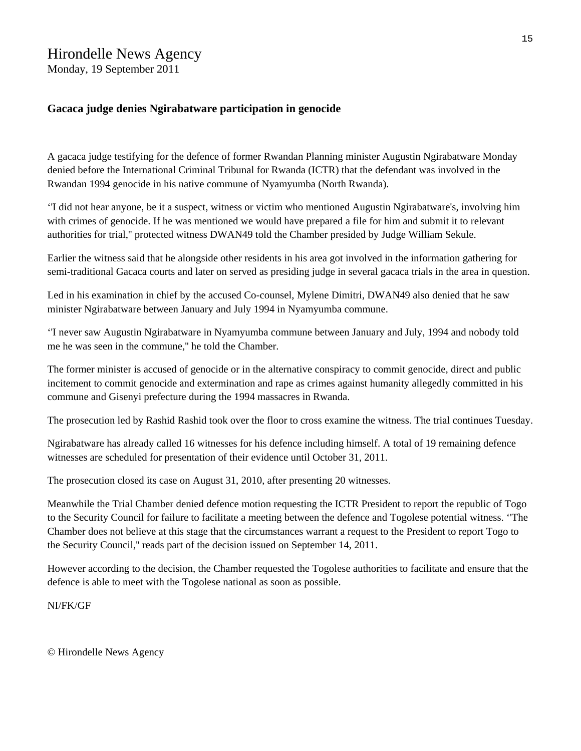# Hirondelle News Agency

Monday, 19 September 2011

### Gacaca judge denies Ngirabatware participation in genocide

A gacaca judge testifying for the defence of former Rwandan Planning minister Augustin Ngirabatware Monday denied before the International Criminal Tribunal for Rwanda (ICTR) that the defendant was involved in the Rwandan 1994 genocide in his native commune of Nyamyumba (North Rwanda).

‘'I did not hear anyone, be it a suspect, witness or victim who mentioned Augustin Ngirabatware's, involving him with crimes of genocide. If he was mentioned we would have prepared a file for him and submit it to relevant authorities for trial,'' protected witness DWAN49 told the Chamber presided by Judge William Sekule.

Earlier the witness said that he alongside other residents in his area got involved in the information gathering for semi-traditional Gacaca courts and later on served as presiding judge in several gacaca trials in the area in question.

Led in his examination in chief by the accused Co-counsel, Mylene Dimitri, DWAN49 also denied that he saw minister Ngirabatware between January and July 1994 in Nyamyumba commune.

‘'I never saw Augustin Ngirabatware in Nyamyumba commune between January and July, 1994 and nobody told me he was seen in the commune,'' he told the Chamber.

The former minister is accused of genocide or in the alternative conspiracy to commit genocide, direct and public incitement to commit genocide and extermination and rape as crimes against humanity allegedly committed in his commune and Gisenyi prefecture during the 1994 massacres in Rwanda.

The prosecution led by Rashid Rashid took over the floor to cross examine the witness. The trial continues Tuesday.

Ngirabatware has already called 16 witnesses for his defence including himself. A total of 19 remaining defence witnesses are scheduled for presentation of their evidence until October 31, 2011.

The prosecution closed its case on August 31, 2010, after presenting 20 witnesses.

Meanwhile the Trial Chamber denied defence motion requesting the ICTR President to report the republic of Togo to the Security Council for failure to facilitate a meeting between the defence and Togolese potential witness. ‘'The Chamber does not believe at this stage that the circumstances warrant a request to the President to report Togo to the Security Council,'' reads part of the decision issued on September 14, 2011.

However according to the decision, the Chamber requested the Togolese authorities to facilitate and ensure that the defence is able to meet with the Togolese national as soon as possible.

NI/FK/GF

© Hirondelle News Agency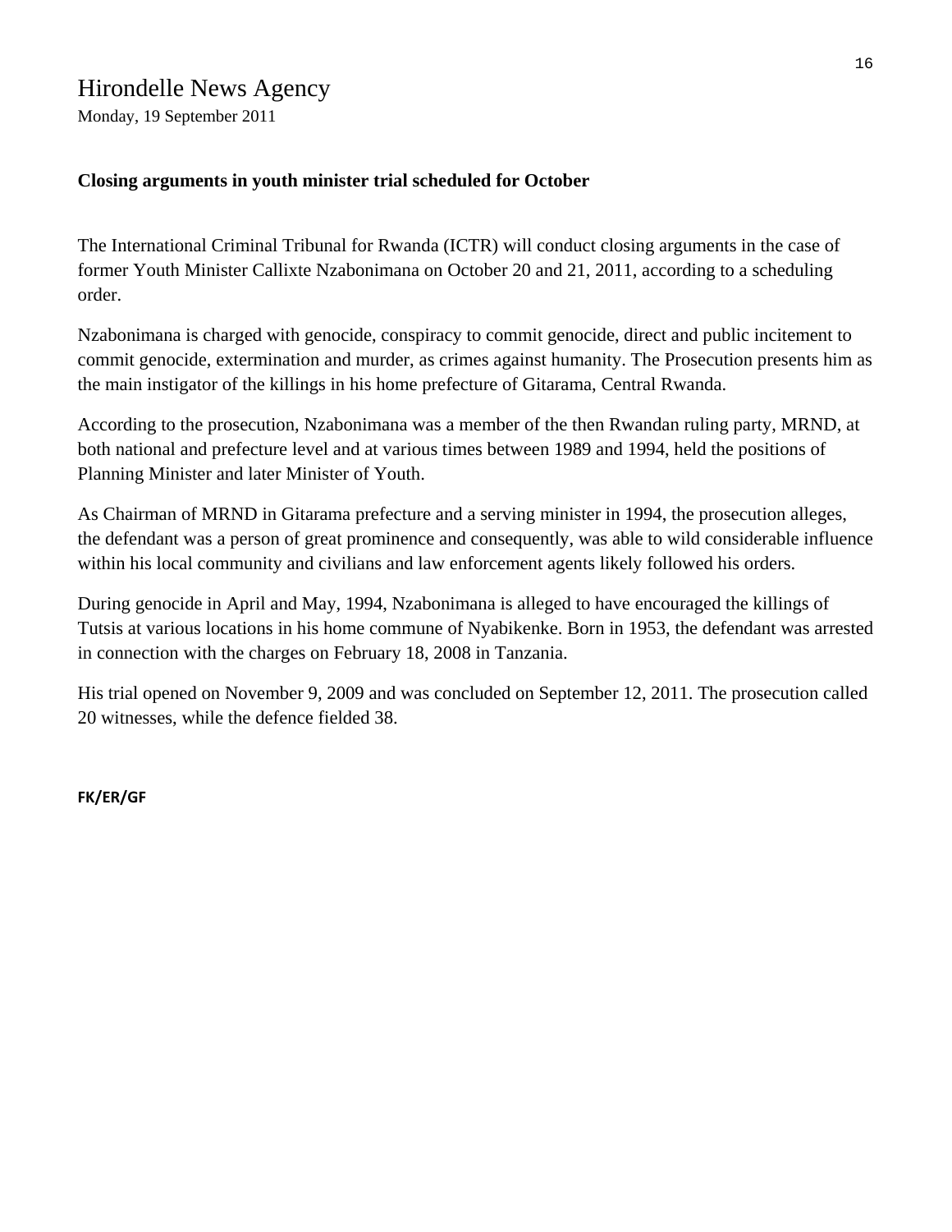# Hirondelle News Agency

Monday, 19 September 2011

**Closing arguments in youth minister trial scheduled for October**

The International Criminal Tribunal for Rwanda (ICTR) will conduct closing arguments in the case of former Youth Minister Callixte Nzabonimana on October 20 and 21, 2011, according to a scheduling order.

Nzabonimana is charged with genocide, conspiracy to commit genocide, direct and public incitement to commit genocide, extermination and murder, as crimes against humanity. The Prosecution presents him as the main instigator of the killings in his home prefecture of Gitarama, Central Rwanda.

According to the prosecution, Nzabonimana was a member of the then Rwandan ruling party, MRND, at both national and prefecture level and at various times between 1989 and 1994, held the positions of Planning Minister and later Minister of Youth.

As Chairman of MRND in Gitarama prefecture and a serving minister in 1994, the prosecution alleges, the defendant was a person of great prominence and consequently, was able to wild considerable influence within his local community and civilians and law enforcement agents likely followed his orders.

During genocide in April and May, 1994, Nzabonimana is alleged to have encouraged the killings of Tutsis at various locations in his home commune of Nyabikenke. Born in 1953, the defendant was arrested in connection with the charges on February 18, 2008 in Tanzania.

His trial opened on November 9, 2009 and was concluded on September 12, 2011. The prosecution called 20 witnesses, while the defence fielded 38.

**FK/ER/GF**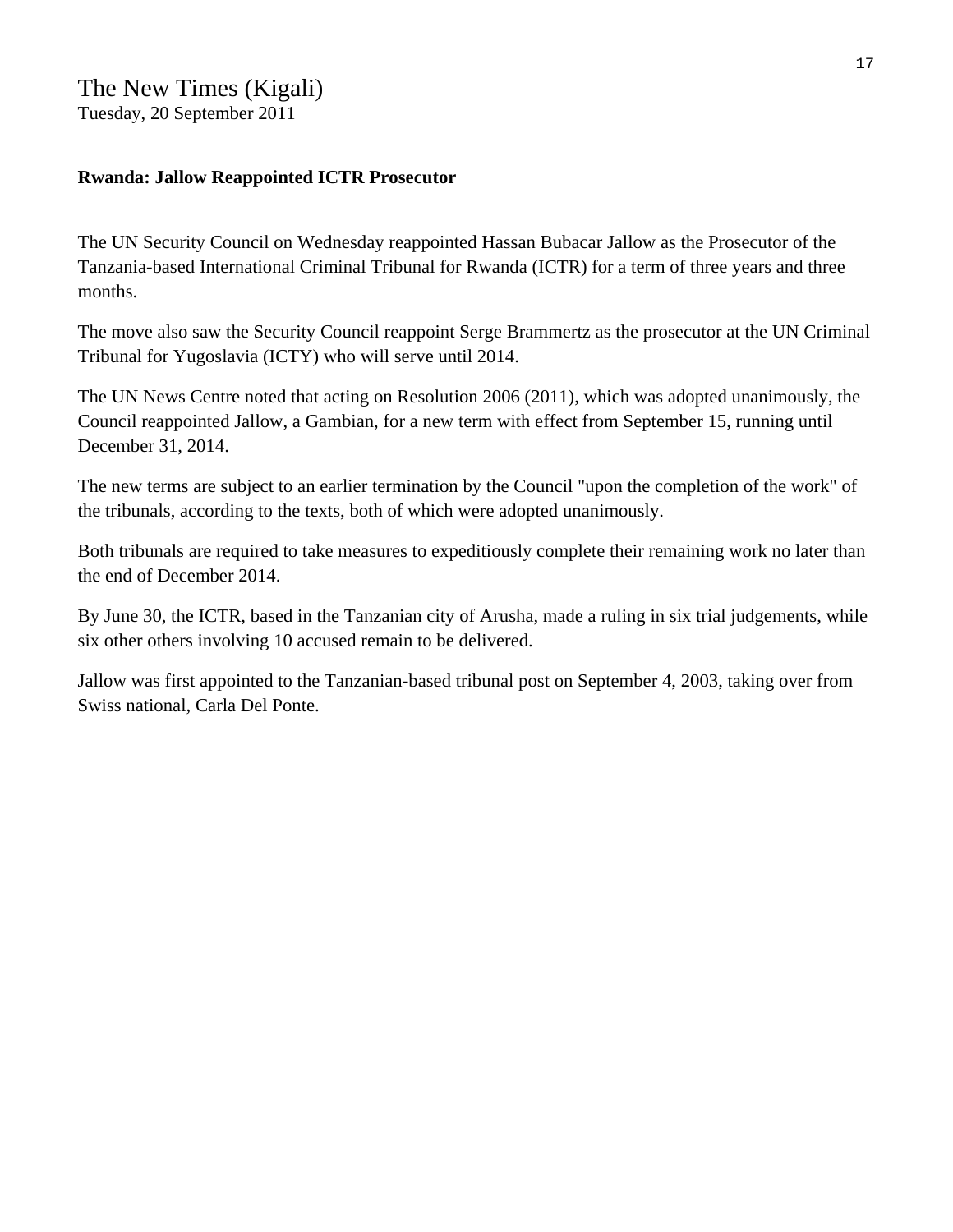The New Times (Kigali)
Tuesday, 20 September 2011

**Rwanda: Jallow Reappointed ICTR Prosecutor**

The UN Security Council on Wednesday reappointed Hassan Bubacar Jallow as the Prosecutor of the Tanzania-based International Criminal Tribunal for Rwanda (ICTR) for a term of three years and three months.

The move also saw the Security Council reappoint Serge Brammertz as the prosecutor at the UN Criminal Tribunal for Yugoslavia (ICTY) who will serve until 2014.

The UN News Centre noted that acting on Resolution 2006 (2011), which was adopted unanimously, the Council reappointed Jallow, a Gambian, for a new term with effect from September 15, running until December 31, 2014.

The new terms are subject to an earlier termination by the Council "upon the completion of the work" of the tribunals, according to the texts, both of which were adopted unanimously.

Both tribunals are required to take measures to expeditiously complete their remaining work no later than the end of December 2014.

By June 30, the ICTR, based in the Tanzanian city of Arusha, made a ruling in six trial judgements, while six other others involving 10 accused remain to be delivered.

Jallow was first appointed to the Tanzanian-based tribunal post on September 4, 2003, taking over from Swiss national, Carla Del Ponte.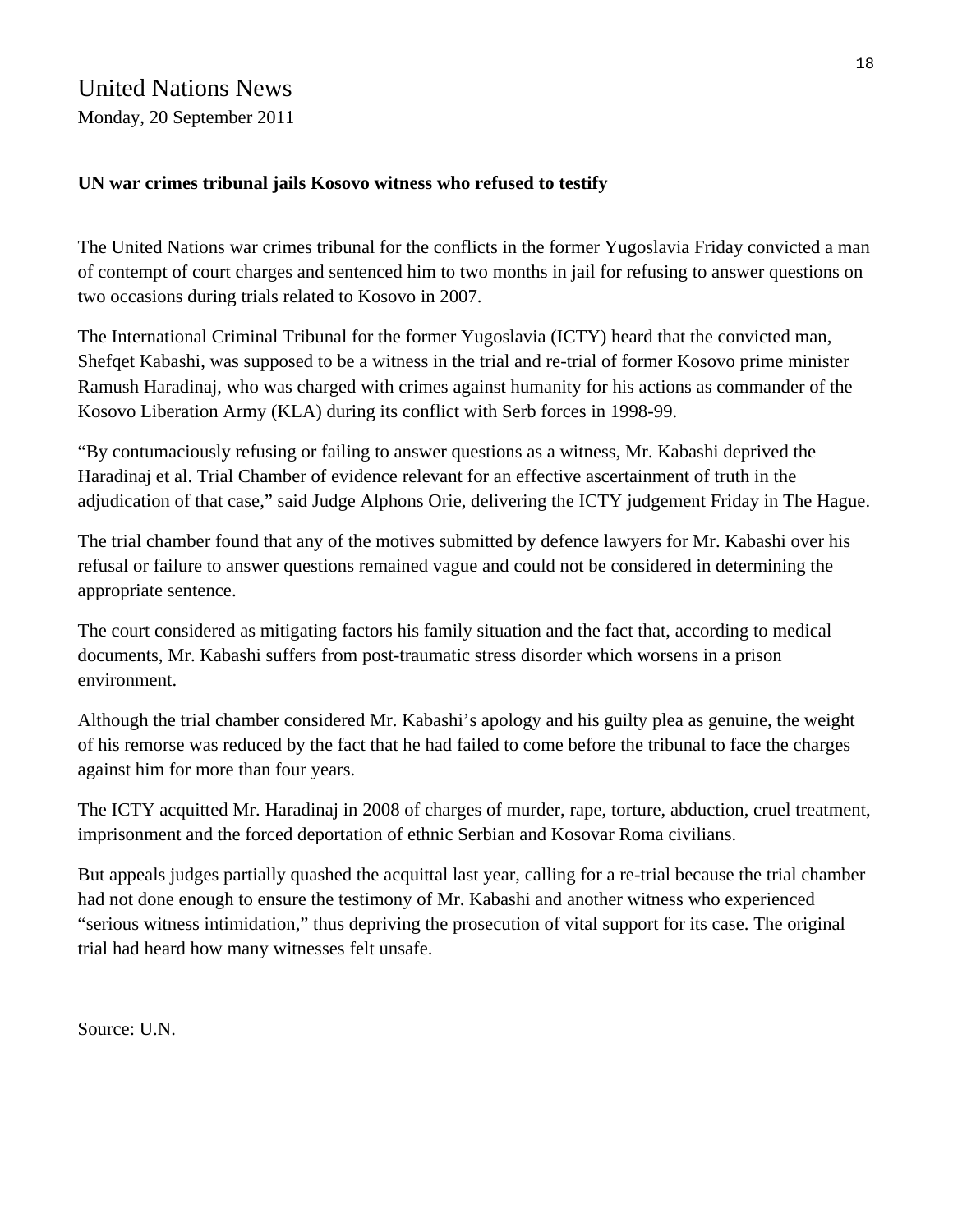# United Nations News

Monday, 20 September 2011

**UN war crimes tribunal jails Kosovo witness who refused to testify**

The United Nations war crimes tribunal for the conflicts in the former Yugoslavia Friday convicted a man of contempt of court charges and sentenced him to two months in jail for refusing to answer questions on two occasions during trials related to Kosovo in 2007.

The International Criminal Tribunal for the former Yugoslavia (ICTY) heard that the convicted man, Shefqet Kabashi, was supposed to be a witness in the trial and re-trial of former Kosovo prime minister Ramush Haradinaj, who was charged with crimes against humanity for his actions as commander of the Kosovo Liberation Army (KLA) during its conflict with Serb forces in 1998-99.

"By contumaciously refusing or failing to answer questions as a witness, Mr. Kabashi deprived the Haradinaj et al. Trial Chamber of evidence relevant for an effective ascertainment of truth in the adjudication of that case," said Judge Alphons Orie, delivering the ICTY judgement Friday in The Hague.

The trial chamber found that any of the motives submitted by defence lawyers for Mr. Kabashi over his refusal or failure to answer questions remained vague and could not be considered in determining the appropriate sentence.

The court considered as mitigating factors his family situation and the fact that, according to medical documents, Mr. Kabashi suffers from post-traumatic stress disorder which worsens in a prison environment.

Although the trial chamber considered Mr. Kabashi's apology and his guilty plea as genuine, the weight of his remorse was reduced by the fact that he had failed to come before the tribunal to face the charges against him for more than four years.

The ICTY acquitted Mr. Haradinaj in 2008 of charges of murder, rape, torture, abduction, cruel treatment, imprisonment and the forced deportation of ethnic Serbian and Kosovar Roma civilians.

But appeals judges partially quashed the acquittal last year, calling for a re-trial because the trial chamber had not done enough to ensure the testimony of Mr. Kabashi and another witness who experienced "serious witness intimidation," thus depriving the prosecution of vital support for its case. The original trial had heard how many witnesses felt unsafe.

Source: U.N.